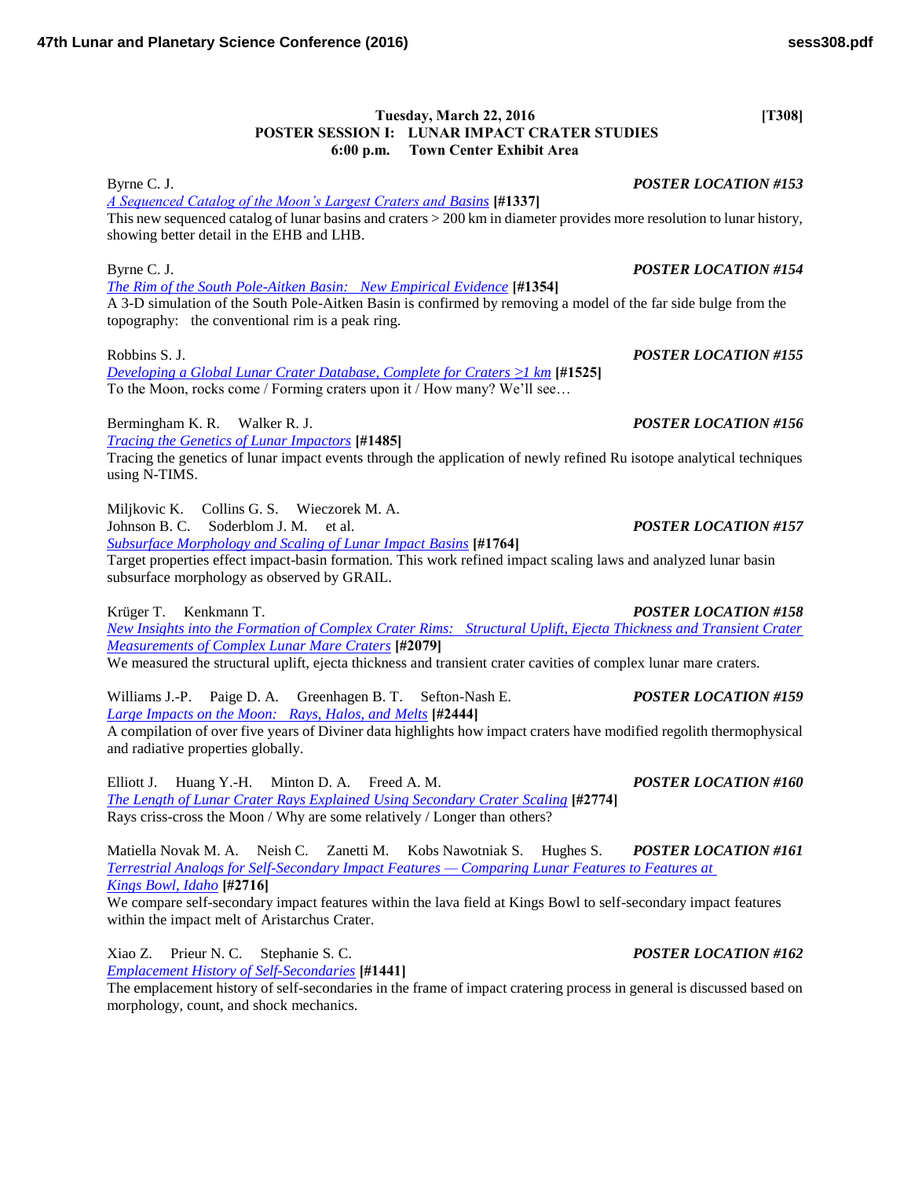**Tuesday, March 22, 2016** **[T308]**

**POSTER SESSION I: LUNAR IMPACT CRATER STUDIES**
**6:00 p.m. Town Center Exhibit Area**

Byrne C. J. ***POSTER LOCATION #153***
*A Sequenced Catalog of the Moon's Largest Craters and Basins* **[#1337]**
This new sequenced catalog of lunar basins and craters > 200 km in diameter provides more resolution to lunar history, showing better detail in the EHB and LHB.

Byrne C. J. ***POSTER LOCATION #154***
*The Rim of the South Pole-Aitken Basin: New Empirical Evidence* **[#1354]**
A 3-D simulation of the South Pole-Aitken Basin is confirmed by removing a model of the far side bulge from the topography: the conventional rim is a peak ring.

Robbins S. J. ***POSTER LOCATION #155***
*Developing a Global Lunar Crater Database, Complete for Craters ≥1 km* **[#1525]**
To the Moon, rocks come / Forming craters upon it / How many? We'll see…

Bermingham K. R. Walker R. J. ***POSTER LOCATION #156***
*Tracing the Genetics of Lunar Impactors* **[#1485]**
Tracing the genetics of lunar impact events through the application of newly refined Ru isotope analytical techniques using N-TIMS.

Miljkovic K. Collins G. S. Wieczorek M. A.
Johnson B. C. Soderblom J. M. et al. ***POSTER LOCATION #157***
*Subsurface Morphology and Scaling of Lunar Impact Basins* **[#1764]**
Target properties effect impact-basin formation. This work refined impact scaling laws and analyzed lunar basin subsurface morphology as observed by GRAIL.

Krüger T. Kenkmann T. ***POSTER LOCATION #158***
*New Insights into the Formation of Complex Crater Rims: Structural Uplift, Ejecta Thickness and Transient Crater Measurements of Complex Lunar Mare Craters* **[#2079]**
We measured the structural uplift, ejecta thickness and transient crater cavities of complex lunar mare craters.

Williams J.-P. Paige D. A. Greenhagen B. T. Sefton-Nash E. ***POSTER LOCATION #159***
*Large Impacts on the Moon: Rays, Halos, and Melts* **[#2444]**
A compilation of over five years of Diviner data highlights how impact craters have modified regolith thermophysical and radiative properties globally.

Elliott J. Huang Y.-H. Minton D. A. Freed A. M. ***POSTER LOCATION #160***
*The Length of Lunar Crater Rays Explained Using Secondary Crater Scaling* **[#2774]**
Rays criss-cross the Moon / Why are some relatively / Longer than others?

Matiella Novak M. A. Neish C. Zanetti M. Kobs Nawotniak S. Hughes S. ***POSTER LOCATION #161***
*Terrestrial Analogs for Self-Secondary Impact Features — Comparing Lunar Features to Features at Kings Bowl, Idaho* **[#2716]**
We compare self-secondary impact features within the lava field at Kings Bowl to self-secondary impact features within the impact melt of Aristarchus Crater.

Xiao Z. Prieur N. C. Stephanie S. C. ***POSTER LOCATION #162***
*Emplacement History of Self-Secondaries* **[#1441]**
The emplacement history of self-secondaries in the frame of impact cratering process in general is discussed based on morphology, count, and shock mechanics.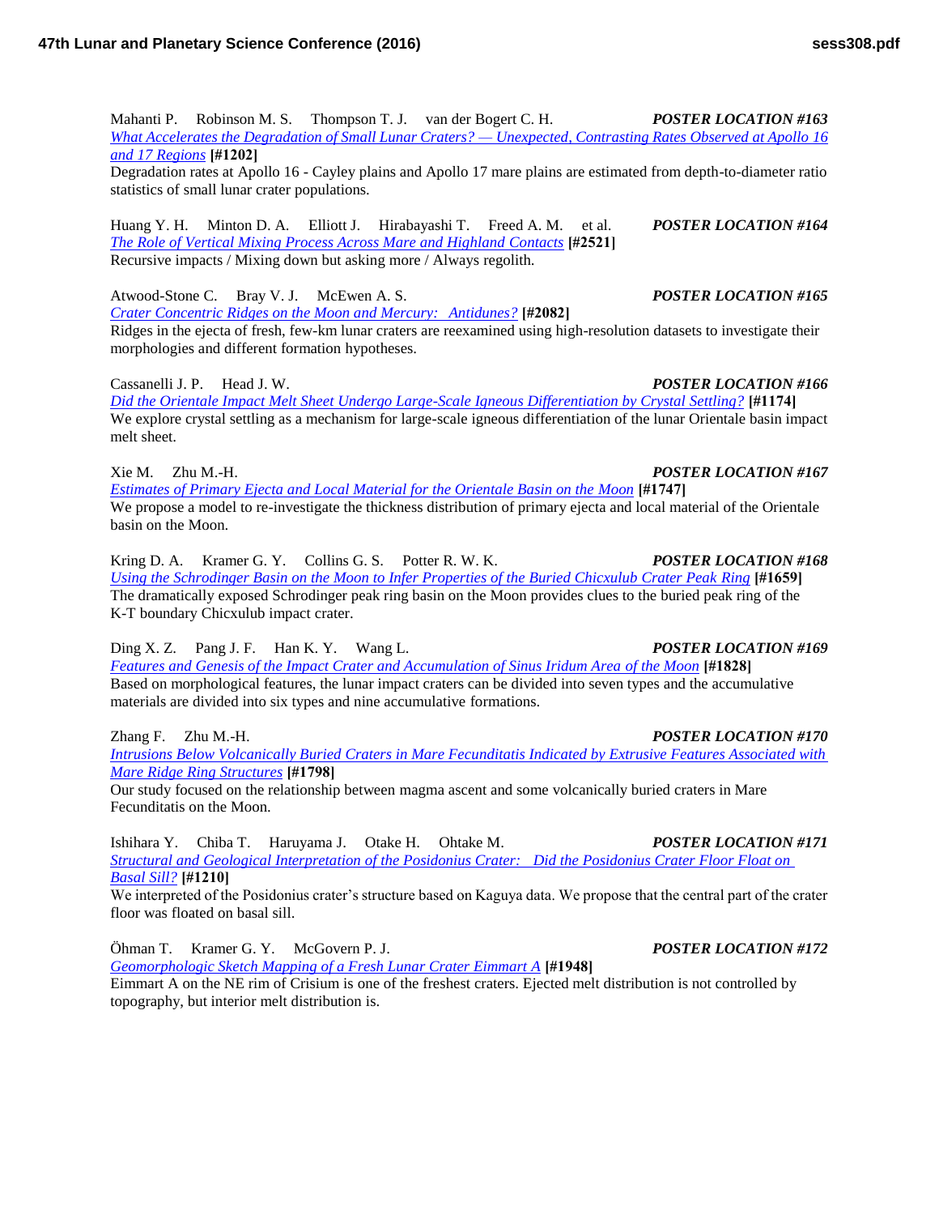Mahanti P. Robinson M. S. Thompson T. J. van der Bogert C. H. ***POSTER LOCATION #163***
*What Accelerates the Degradation of Small Lunar Craters? — Unexpected, Contrasting Rates Observed at Apollo 16 and 17 Regions* **[#1202]**
Degradation rates at Apollo 16 - Cayley plains and Apollo 17 mare plains are estimated from depth-to-diameter ratio statistics of small lunar crater populations.

Huang Y. H. Minton D. A. Elliott J. Hirabayashi T. Freed A. M. et al. ***POSTER LOCATION #164***
*The Role of Vertical Mixing Process Across Mare and Highland Contacts* **[#2521]**
Recursive impacts / Mixing down but asking more / Always regolith.

Atwood-Stone C. Bray V. J. McEwen A. S. ***POSTER LOCATION #165***
*Crater Concentric Ridges on the Moon and Mercury: Antidunes?* **[#2082]**
Ridges in the ejecta of fresh, few-km lunar craters are reexamined using high-resolution datasets to investigate their morphologies and different formation hypotheses.

Cassanelli J. P. Head J. W. ***POSTER LOCATION #166***
*Did the Orientale Impact Melt Sheet Undergo Large-Scale Igneous Differentiation by Crystal Settling?* **[#1174]**
We explore crystal settling as a mechanism for large-scale igneous differentiation of the lunar Orientale basin impact melt sheet.

Xie M. Zhu M.-H. ***POSTER LOCATION #167***
*Estimates of Primary Ejecta and Local Material for the Orientale Basin on the Moon* **[#1747]**
We propose a model to re-investigate the thickness distribution of primary ejecta and local material of the Orientale basin on the Moon.

Kring D. A. Kramer G. Y. Collins G. S. Potter R. W. K. ***POSTER LOCATION #168***
*Using the Schrodinger Basin on the Moon to Infer Properties of the Buried Chicxulub Crater Peak Ring* **[#1659]**
The dramatically exposed Schrodinger peak ring basin on the Moon provides clues to the buried peak ring of the K-T boundary Chicxulub impact crater.

Ding X. Z. Pang J. F. Han K. Y. Wang L. ***POSTER LOCATION #169***
*Features and Genesis of the Impact Crater and Accumulation of Sinus Iridum Area of the Moon* **[#1828]**
Based on morphological features, the lunar impact craters can be divided into seven types and the accumulative materials are divided into six types and nine accumulative formations.

Zhang F. Zhu M.-H. ***POSTER LOCATION #170***
*Intrusions Below Volcanically Buried Craters in Mare Fecunditatis Indicated by Extrusive Features Associated with Mare Ridge Ring Structures* **[#1798]**
Our study focused on the relationship between magma ascent and some volcanically buried craters in Mare Fecunditatis on the Moon.

Ishihara Y. Chiba T. Haruyama J. Otake H. Ohtake M. ***POSTER LOCATION #171***
*Structural and Geological Interpretation of the Posidonius Crater: Did the Posidonius Crater Floor Float on Basal Sill?* **[#1210]**
We interpreted of the Posidonius crater's structure based on Kaguya data. We propose that the central part of the crater floor was floated on basal sill.

Öhman T. Kramer G. Y. McGovern P. J. ***POSTER LOCATION #172***
*Geomorphologic Sketch Mapping of a Fresh Lunar Crater Eimmart A* **[#1948]**
Eimmart A on the NE rim of Crisium is one of the freshest craters. Ejected melt distribution is not controlled by topography, but interior melt distribution is.